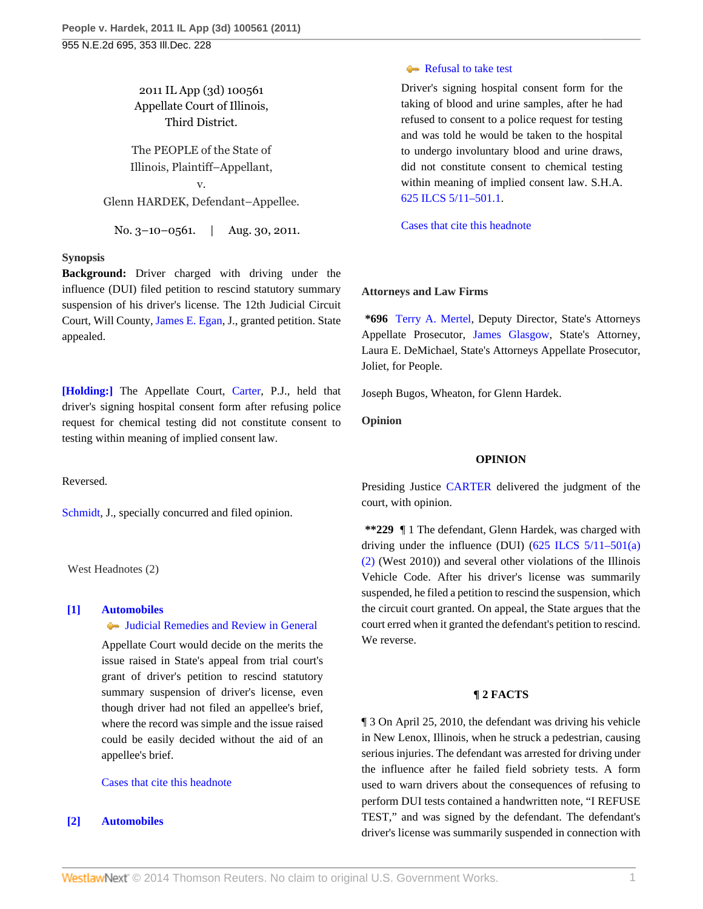2011 IL App (3d) 100561
Appellate Court of Illinois,
Third District.

The PEOPLE of the State of Illinois, Plaintiff–Appellant,
v.
Glenn HARDEK, Defendant–Appellee.

No. 3–10–0561. | Aug. 30, 2011.

**Synopsis**

**Background:** Driver charged with driving under the influence (DUI) filed petition to rescind statutory summary suspension of his driver's license. The 12th Judicial Circuit Court, Will County, James E. Egan, J., granted petition. State appealed.

**[Holding:]** The Appellate Court, Carter, P.J., held that driver's signing hospital consent form after refusing police request for chemical testing did not constitute consent to testing within meaning of implied consent law.

Reversed.

Schmidt, J., specially concurred and filed opinion.

West Headnotes (2)

**[1] Automobiles**
Judicial Remedies and Review in General

Appellate Court would decide on the merits the issue raised in State's appeal from trial court's grant of driver's petition to rescind statutory summary suspension of driver's license, even though driver had not filed an appellee's brief, where the record was simple and the issue raised could be easily decided without the aid of an appellee's brief.

Cases that cite this headnote

**[2] Automobiles**
Refusal to take test

Driver's signing hospital consent form for the taking of blood and urine samples, after he had refused to consent to a police request for testing and was told he would be taken to the hospital to undergo involuntary blood and urine draws, did not constitute consent to chemical testing within meaning of implied consent law. S.H.A. 625 ILCS 5/11–501.1.

Cases that cite this headnote

**Attorneys and Law Firms**

**\*696** Terry A. Mertel, Deputy Director, State's Attorneys Appellate Prosecutor, James Glasgow, State's Attorney, Laura E. DeMichael, State's Attorneys Appellate Prosecutor, Joliet, for People.

Joseph Bugos, Wheaton, for Glenn Hardek.

**Opinion**

**OPINION**

Presiding Justice CARTER delivered the judgment of the court, with opinion.

**\*\*229** ¶ 1 The defendant, Glenn Hardek, was charged with driving under the influence (DUI) (625 ILCS 5/11–501(a)(2) (West 2010)) and several other violations of the Illinois Vehicle Code. After his driver's license was summarily suspended, he filed a petition to rescind the suspension, which the circuit court granted. On appeal, the State argues that the court erred when it granted the defendant's petition to rescind. We reverse.

**¶ 2 FACTS**

¶ 3 On April 25, 2010, the defendant was driving his vehicle in New Lenox, Illinois, when he struck a pedestrian, causing serious injuries. The defendant was arrested for driving under the influence after he failed field sobriety tests. A form used to warn drivers about the consequences of refusing to perform DUI tests contained a handwritten note, "I REFUSE TEST," and was signed by the defendant. The defendant's driver's license was summarily suspended in connection with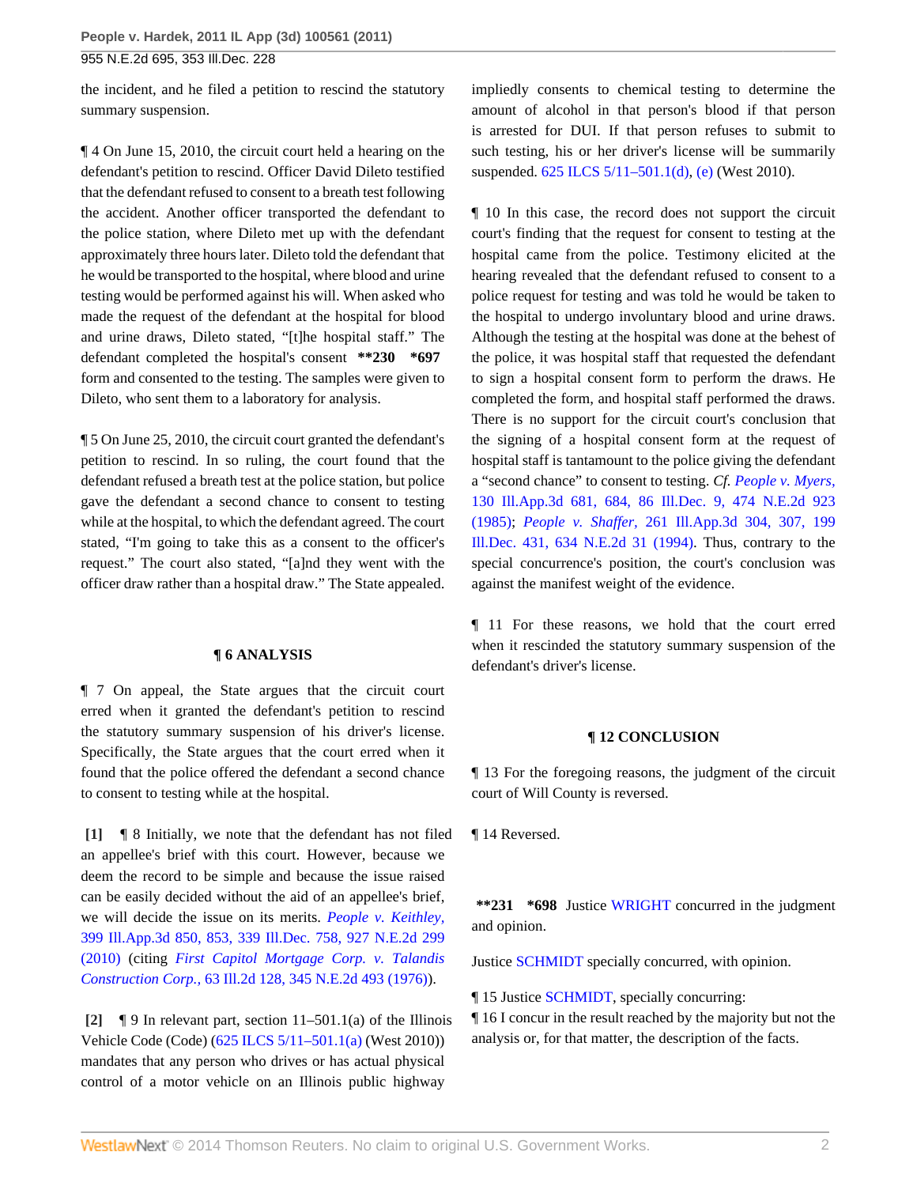the incident, and he filed a petition to rescind the statutory summary suspension.

¶ 4 On June 15, 2010, the circuit court held a hearing on the defendant's petition to rescind. Officer David Dileto testified that the defendant refused to consent to a breath test following the accident. Another officer transported the defendant to the police station, where Dileto met up with the defendant approximately three hours later. Dileto told the defendant that he would be transported to the hospital, where blood and urine testing would be performed against his will. When asked who made the request of the defendant at the hospital for blood and urine draws, Dileto stated, "[t]he hospital staff." The defendant completed the hospital's consent **230 *697 form and consented to the testing. The samples were given to Dileto, who sent them to a laboratory for analysis.

¶ 5 On June 25, 2010, the circuit court granted the defendant's petition to rescind. In so ruling, the court found that the defendant refused a breath test at the police station, but police gave the defendant a second chance to consent to testing while at the hospital, to which the defendant agreed. The court stated, "I'm going to take this as a consent to the officer's request." The court also stated, "[a]nd they went with the officer draw rather than a hospital draw." The State appealed.

## ¶ 6 ANALYSIS

¶ 7 On appeal, the State argues that the circuit court erred when it granted the defendant's petition to rescind the statutory summary suspension of his driver's license. Specifically, the State argues that the court erred when it found that the police offered the defendant a second chance to consent to testing while at the hospital.

**[1]** ¶ 8 Initially, we note that the defendant has not filed an appellee's brief with this court. However, because we deem the record to be simple and because the issue raised can be easily decided without the aid of an appellee's brief, we will decide the issue on its merits. *People v. Keithley,* 399 Ill.App.3d 850, 853, 339 Ill.Dec. 758, 927 N.E.2d 299 (2010) (citing *First Capitol Mortgage Corp. v. Talandis Construction Corp.,* 63 Ill.2d 128, 345 N.E.2d 493 (1976)).

**[2]** ¶ 9 In relevant part, section 11–501.1(a) of the Illinois Vehicle Code (Code) (625 ILCS 5/11–501.1(a) (West 2010)) mandates that any person who drives or has actual physical control of a motor vehicle on an Illinois public highway impliedly consents to chemical testing to determine the amount of alcohol in that person's blood if that person is arrested for DUI. If that person refuses to submit to such testing, his or her driver's license will be summarily suspended. 625 ILCS 5/11–501.1(d), (e) (West 2010).

¶ 10 In this case, the record does not support the circuit court's finding that the request for consent to testing at the hospital came from the police. Testimony elicited at the hearing revealed that the defendant refused to consent to a police request for testing and was told he would be taken to the hospital to undergo involuntary blood and urine draws. Although the testing at the hospital was done at the behest of the police, it was hospital staff that requested the defendant to sign a hospital consent form to perform the draws. He completed the form, and hospital staff performed the draws. There is no support for the circuit court's conclusion that the signing of a hospital consent form at the request of hospital staff is tantamount to the police giving the defendant a "second chance" to consent to testing. *Cf. People v. Myers,* 130 Ill.App.3d 681, 684, 86 Ill.Dec. 9, 474 N.E.2d 923 (1985); *People v. Shaffer,* 261 Ill.App.3d 304, 307, 199 Ill.Dec. 431, 634 N.E.2d 31 (1994). Thus, contrary to the special concurrence's position, the court's conclusion was against the manifest weight of the evidence.

¶ 11 For these reasons, we hold that the court erred when it rescinded the statutory summary suspension of the defendant's driver's license.

## ¶ 12 CONCLUSION

¶ 13 For the foregoing reasons, the judgment of the circuit court of Will County is reversed.

¶ 14 Reversed.

**231 *698 Justice WRIGHT concurred in the judgment and opinion.

Justice SCHMIDT specially concurred, with opinion.

¶ 15 Justice SCHMIDT, specially concurring:

¶ 16 I concur in the result reached by the majority but not the analysis or, for that matter, the description of the facts.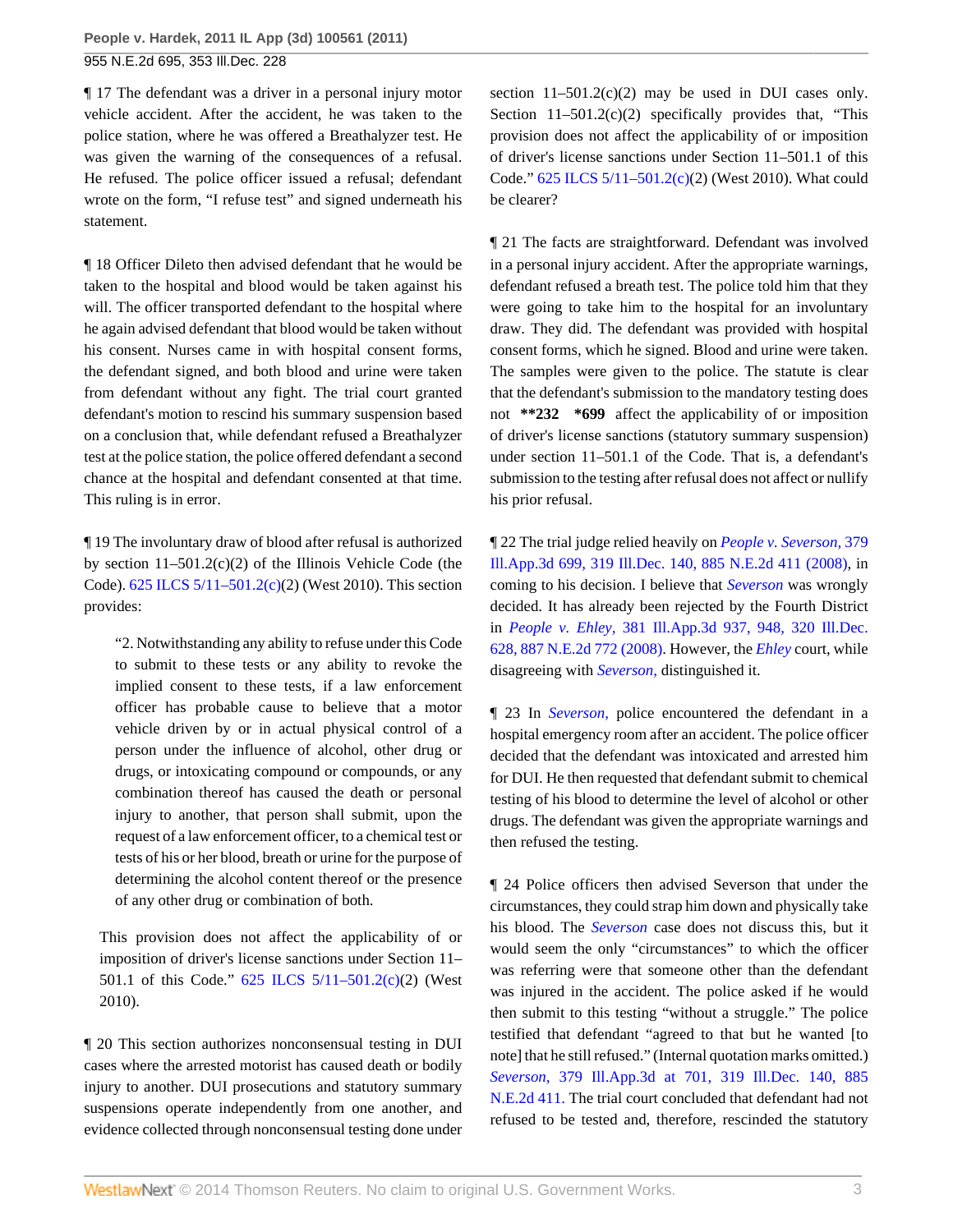¶ 17 The defendant was a driver in a personal injury motor vehicle accident. After the accident, he was taken to the police station, where he was offered a Breathalyzer test. He was given the warning of the consequences of a refusal. He refused. The police officer issued a refusal; defendant wrote on the form, "I refuse test" and signed underneath his statement.

¶ 18 Officer Dileto then advised defendant that he would be taken to the hospital and blood would be taken against his will. The officer transported defendant to the hospital where he again advised defendant that blood would be taken without his consent. Nurses came in with hospital consent forms, the defendant signed, and both blood and urine were taken from defendant without any fight. The trial court granted defendant's motion to rescind his summary suspension based on a conclusion that, while defendant refused a Breathalyzer test at the police station, the police offered defendant a second chance at the hospital and defendant consented at that time. This ruling is in error.

¶ 19 The involuntary draw of blood after refusal is authorized by section 11–501.2(c)(2) of the Illinois Vehicle Code (the Code). 625 ILCS 5/11–501.2(c)(2) (West 2010). This section provides:

> "2. Notwithstanding any ability to refuse under this Code to submit to these tests or any ability to revoke the implied consent to these tests, if a law enforcement officer has probable cause to believe that a motor vehicle driven by or in actual physical control of a person under the influence of alcohol, other drug or drugs, or intoxicating compound or compounds, or any combination thereof has caused the death or personal injury to another, that person shall submit, upon the request of a law enforcement officer, to a chemical test or tests of his or her blood, breath or urine for the purpose of determining the alcohol content thereof or the presence of any other drug or combination of both.
>
> This provision does not affect the applicability of or imposition of driver's license sanctions under Section 11–501.1 of this Code." 625 ILCS 5/11–501.2(c)(2) (West 2010).

¶ 20 This section authorizes nonconsensual testing in DUI cases where the arrested motorist has caused death or bodily injury to another. DUI prosecutions and statutory summary suspensions operate independently from one another, and evidence collected through nonconsensual testing done under section 11–501.2(c)(2) may be used in DUI cases only. Section 11–501.2(c)(2) specifically provides that, "This provision does not affect the applicability of or imposition of driver's license sanctions under Section 11–501.1 of this Code." 625 ILCS 5/11–501.2(c)(2) (West 2010). What could be clearer?

¶ 21 The facts are straightforward. Defendant was involved in a personal injury accident. After the appropriate warnings, defendant refused a breath test. The police told him that they were going to take him to the hospital for an involuntary draw. They did. The defendant was provided with hospital consent forms, which he signed. Blood and urine were taken. The samples were given to the police. The statute is clear that the defendant's submission to the mandatory testing does not **232 *699 affect the applicability of or imposition of driver's license sanctions (statutory summary suspension) under section 11–501.1 of the Code. That is, a defendant's submission to the testing after refusal does not affect or nullify his prior refusal.

¶ 22 The trial judge relied heavily on *People v. Severson,* 379 Ill.App.3d 699, 319 Ill.Dec. 140, 885 N.E.2d 411 (2008), in coming to his decision. I believe that *Severson* was wrongly decided. It has already been rejected by the Fourth District in *People v. Ehley,* 381 Ill.App.3d 937, 948, 320 Ill.Dec. 628, 887 N.E.2d 772 (2008). However, the *Ehley* court, while disagreeing with *Severson,* distinguished it.

¶ 23 In *Severson,* police encountered the defendant in a hospital emergency room after an accident. The police officer decided that the defendant was intoxicated and arrested him for DUI. He then requested that defendant submit to chemical testing of his blood to determine the level of alcohol or other drugs. The defendant was given the appropriate warnings and then refused the testing.

¶ 24 Police officers then advised Severson that under the circumstances, they could strap him down and physically take his blood. The *Severson* case does not discuss this, but it would seem the only "circumstances" to which the officer was referring were that someone other than the defendant was injured in the accident. The police asked if he would then submit to this testing "without a struggle." The police testified that defendant "agreed to that but he wanted [to note] that he still refused." (Internal quotation marks omitted.) *Severson,* 379 Ill.App.3d at 701, 319 Ill.Dec. 140, 885 N.E.2d 411. The trial court concluded that defendant had not refused to be tested and, therefore, rescinded the statutory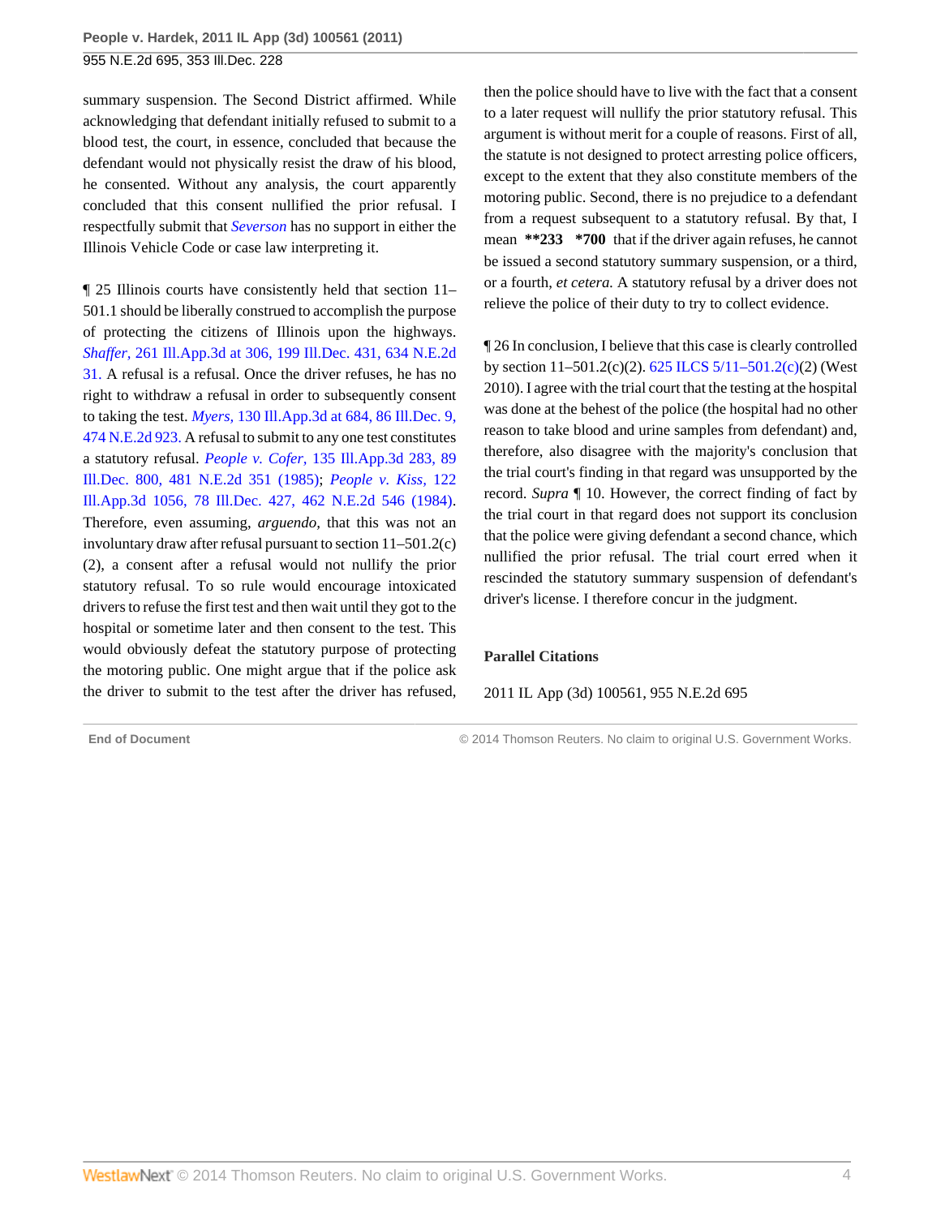summary suspension. The Second District affirmed. While acknowledging that defendant initially refused to submit to a blood test, the court, in essence, concluded that because the defendant would not physically resist the draw of his blood, he consented. Without any analysis, the court apparently concluded that this consent nullified the prior refusal. I respectfully submit that *Severson* has no support in either the Illinois Vehicle Code or case law interpreting it.

¶ 25 Illinois courts have consistently held that section 11–501.1 should be liberally construed to accomplish the purpose of protecting the citizens of Illinois upon the highways. *Shaffer,* 261 Ill.App.3d at 306, 199 Ill.Dec. 431, 634 N.E.2d 31. A refusal is a refusal. Once the driver refuses, he has no right to withdraw a refusal in order to subsequently consent to taking the test. *Myers,* 130 Ill.App.3d at 684, 86 Ill.Dec. 9, 474 N.E.2d 923. A refusal to submit to any one test constitutes a statutory refusal. *People v. Cofer,* 135 Ill.App.3d 283, 89 Ill.Dec. 800, 481 N.E.2d 351 (1985); *People v. Kiss,* 122 Ill.App.3d 1056, 78 Ill.Dec. 427, 462 N.E.2d 546 (1984). Therefore, even assuming, *arguendo,* that this was not an involuntary draw after refusal pursuant to section 11–501.2(c)(2), a consent after a refusal would not nullify the prior statutory refusal. To so rule would encourage intoxicated drivers to refuse the first test and then wait until they got to the hospital or sometime later and then consent to the test. This would obviously defeat the statutory purpose of protecting the motoring public. One might argue that if the police ask the driver to submit to the test after the driver has refused, then the police should have to live with the fact that a consent to a later request will nullify the prior statutory refusal. This argument is without merit for a couple of reasons. First of all, the statute is not designed to protect arresting police officers, except to the extent that they also constitute members of the motoring public. Second, there is no prejudice to a defendant from a request subsequent to a statutory refusal. By that, I mean **\*\*233 \*700** that if the driver again refuses, he cannot be issued a second statutory summary suspension, or a third, or a fourth, *et cetera.* A statutory refusal by a driver does not relieve the police of their duty to try to collect evidence.

¶ 26 In conclusion, I believe that this case is clearly controlled by section 11–501.2(c)(2). 625 ILCS 5/11–501.2(c)(2) (West 2010). I agree with the trial court that the testing at the hospital was done at the behest of the police (the hospital had no other reason to take blood and urine samples from defendant) and, therefore, also disagree with the majority's conclusion that the trial court's finding in that regard was unsupported by the record. *Supra* ¶ 10. However, the correct finding of fact by the trial court in that regard does not support its conclusion that the police were giving defendant a second chance, which nullified the prior refusal. The trial court erred when it rescinded the statutory summary suspension of defendant's driver's license. I therefore concur in the judgment.

### Parallel Citations

2011 IL App (3d) 100561, 955 N.E.2d 695

End of Document